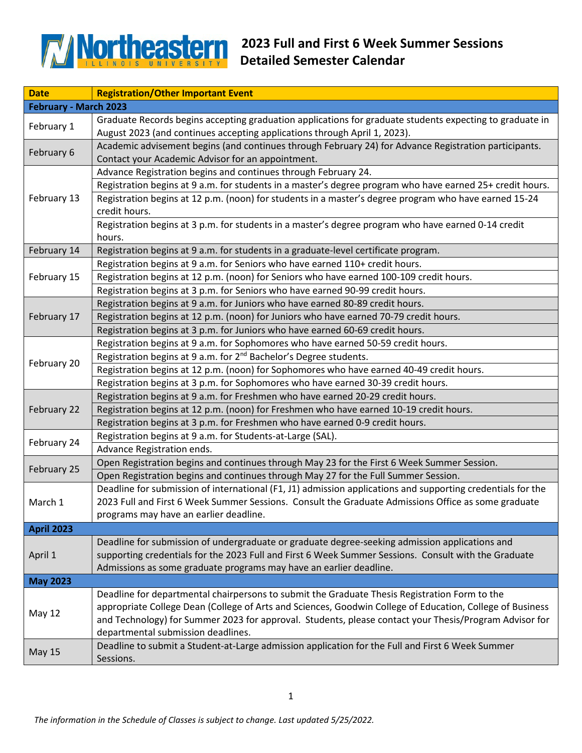# Northeastern Illinois University

## 2023 Full and First 6 Week Summer Sessions Detailed Semester Calendar

| Date | Registration/Other Important Event |
|---|---|
| **February - March 2023** | |
| February 1 | Graduate Records begins accepting graduation applications for graduate students expecting to graduate in August 2023 (and continues accepting applications through April 1, 2023). |
| February 6 | Academic advisement begins (and continues through February 24) for Advance Registration participants. Contact your Academic Advisor for an appointment. |
| February 13 | Advance Registration begins and continues through February 24. |
| | Registration begins at 9 a.m. for students in a master's degree program who have earned 25+ credit hours. |
| | Registration begins at 12 p.m. (noon) for students in a master's degree program who have earned 15-24 credit hours. |
| | Registration begins at 3 p.m. for students in a master's degree program who have earned 0-14 credit hours. |
| February 14 | Registration begins at 9 a.m. for students in a graduate-level certificate program. |
| February 15 | Registration begins at 9 a.m. for Seniors who have earned 110+ credit hours. |
| | Registration begins at 12 p.m. (noon) for Seniors who have earned 100-109 credit hours. |
| | Registration begins at 3 p.m. for Seniors who have earned 90-99 credit hours. |
| February 17 | Registration begins at 9 a.m. for Juniors who have earned 80-89 credit hours. |
| | Registration begins at 12 p.m. (noon) for Juniors who have earned 70-79 credit hours. |
| | Registration begins at 3 p.m. for Juniors who have earned 60-69 credit hours. |
| February 20 | Registration begins at 9 a.m. for Sophomores who have earned 50-59 credit hours. |
| | Registration begins at 9 a.m. for 2nd Bachelor's Degree students. |
| | Registration begins at 12 p.m. (noon) for Sophomores who have earned 40-49 credit hours. |
| | Registration begins at 3 p.m. for Sophomores who have earned 30-39 credit hours. |
| February 22 | Registration begins at 9 a.m. for Freshmen who have earned 20-29 credit hours. |
| | Registration begins at 12 p.m. (noon) for Freshmen who have earned 10-19 credit hours. |
| | Registration begins at 3 p.m. for Freshmen who have earned 0-9 credit hours. |
| February 24 | Registration begins at 9 a.m. for Students-at-Large (SAL). |
| | Advance Registration ends. |
| February 25 | Open Registration begins and continues through May 23 for the First 6 Week Summer Session. |
| | Open Registration begins and continues through May 27 for the Full Summer Session. |
| March 1 | Deadline for submission of international (F1, J1) admission applications and supporting credentials for the 2023 Full and First 6 Week Summer Sessions. Consult the Graduate Admissions Office as some graduate programs may have an earlier deadline. |
| **April 2023** | |
| April 1 | Deadline for submission of undergraduate or graduate degree-seeking admission applications and supporting credentials for the 2023 Full and First 6 Week Summer Sessions. Consult with the Graduate Admissions as some graduate programs may have an earlier deadline. |
| **May 2023** | |
| May 12 | Deadline for departmental chairpersons to submit the Graduate Thesis Registration Form to the appropriate College Dean (College of Arts and Sciences, Goodwin College of Education, College of Business and Technology) for Summer 2023 for approval. Students, please contact your Thesis/Program Advisor for departmental submission deadlines. |
| May 15 | Deadline to submit a Student-at-Large admission application for the Full and First 6 Week Summer Sessions. |

*The information in the Schedule of Classes is subject to change. Last updated 5/25/2022.*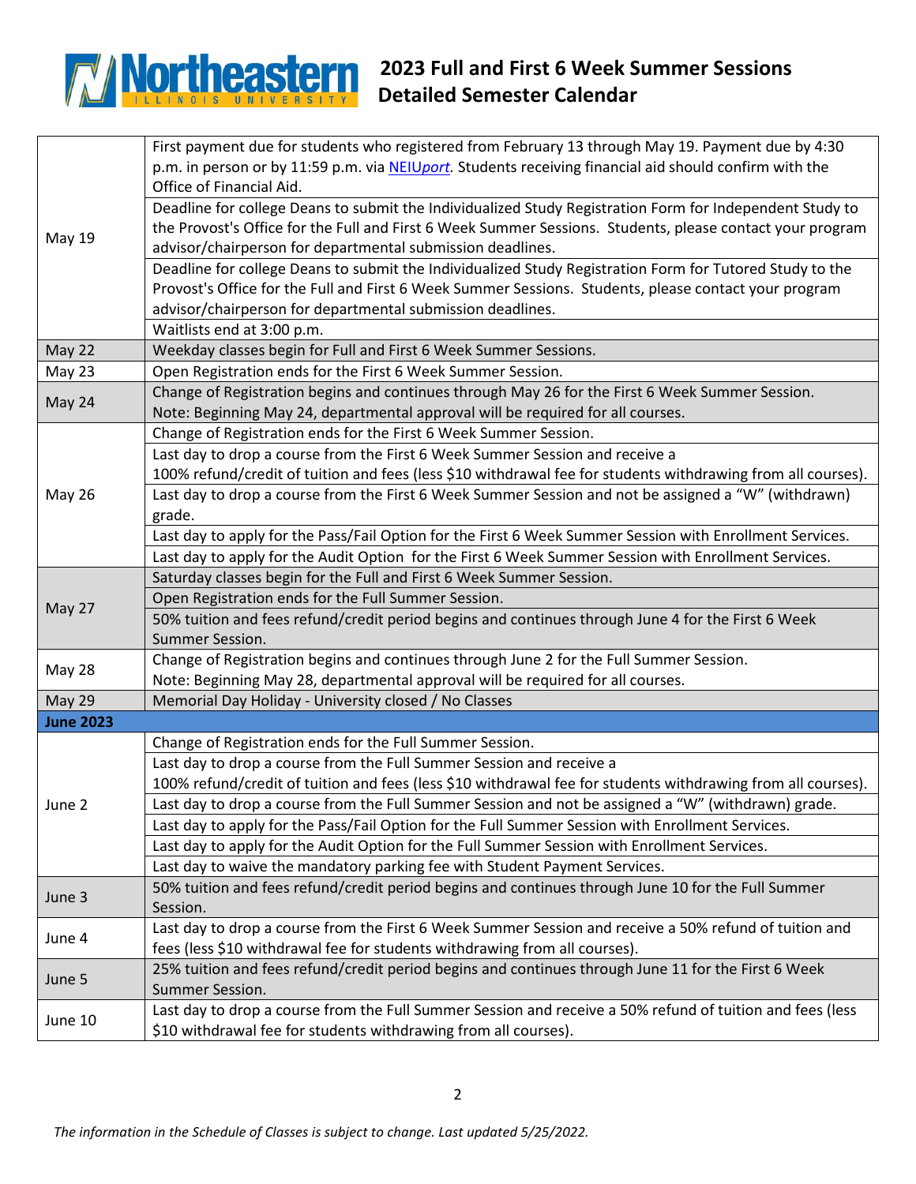# 2023 Full and First 6 Week Summer Sessions Detailed Semester Calendar

| Date | Event |
|---|---|
| May 19 | First payment due for students who registered from February 13 through May 19. Payment due by 4:30 p.m. in person or by 11:59 p.m. via NEIU*port*. Students receiving financial aid should confirm with the Office of Financial Aid. |
| | Deadline for college Deans to submit the Individualized Study Registration Form for Independent Study to the Provost's Office for the Full and First 6 Week Summer Sessions. Students, please contact your program advisor/chairperson for departmental submission deadlines. |
| | Deadline for college Deans to submit the Individualized Study Registration Form for Tutored Study to the Provost's Office for the Full and First 6 Week Summer Sessions. Students, please contact your program advisor/chairperson for departmental submission deadlines. |
| | Waitlists end at 3:00 p.m. |
| May 22 | Weekday classes begin for Full and First 6 Week Summer Sessions. |
| May 23 | Open Registration ends for the First 6 Week Summer Session. |
| May 24 | Change of Registration begins and continues through May 26 for the First 6 Week Summer Session. Note: Beginning May 24, departmental approval will be required for all courses. |
| May 26 | Change of Registration ends for the First 6 Week Summer Session. |
| | Last day to drop a course from the First 6 Week Summer Session and receive a 100% refund/credit of tuition and fees (less $10 withdrawal fee for students withdrawing from all courses). |
| | Last day to drop a course from the First 6 Week Summer Session and not be assigned a "W" (withdrawn) grade. |
| | Last day to apply for the Pass/Fail Option for the First 6 Week Summer Session with Enrollment Services. |
| | Last day to apply for the Audit Option for the First 6 Week Summer Session with Enrollment Services. |
| May 27 | Saturday classes begin for the Full and First 6 Week Summer Session. |
| | Open Registration ends for the Full Summer Session. |
| | 50% tuition and fees refund/credit period begins and continues through June 4 for the First 6 Week Summer Session. |
| May 28 | Change of Registration begins and continues through June 2 for the Full Summer Session. Note: Beginning May 28, departmental approval will be required for all courses. |
| May 29 | Memorial Day Holiday - University closed / No Classes |
| **June 2023** | |
| June 2 | Change of Registration ends for the Full Summer Session. |
| | Last day to drop a course from the Full Summer Session and receive a 100% refund/credit of tuition and fees (less $10 withdrawal fee for students withdrawing from all courses). |
| | Last day to drop a course from the Full Summer Session and not be assigned a "W" (withdrawn) grade. |
| | Last day to apply for the Pass/Fail Option for the Full Summer Session with Enrollment Services. |
| | Last day to apply for the Audit Option for the Full Summer Session with Enrollment Services. |
| | Last day to waive the mandatory parking fee with Student Payment Services. |
| June 3 | 50% tuition and fees refund/credit period begins and continues through June 10 for the Full Summer Session. |
| June 4 | Last day to drop a course from the First 6 Week Summer Session and receive a 50% refund of tuition and fees (less $10 withdrawal fee for students withdrawing from all courses). |
| June 5 | 25% tuition and fees refund/credit period begins and continues through June 11 for the First 6 Week Summer Session. |
| June 10 | Last day to drop a course from the Full Summer Session and receive a 50% refund of tuition and fees (less $10 withdrawal fee for students withdrawing from all courses). |

*The information in the Schedule of Classes is subject to change. Last updated 5/25/2022.*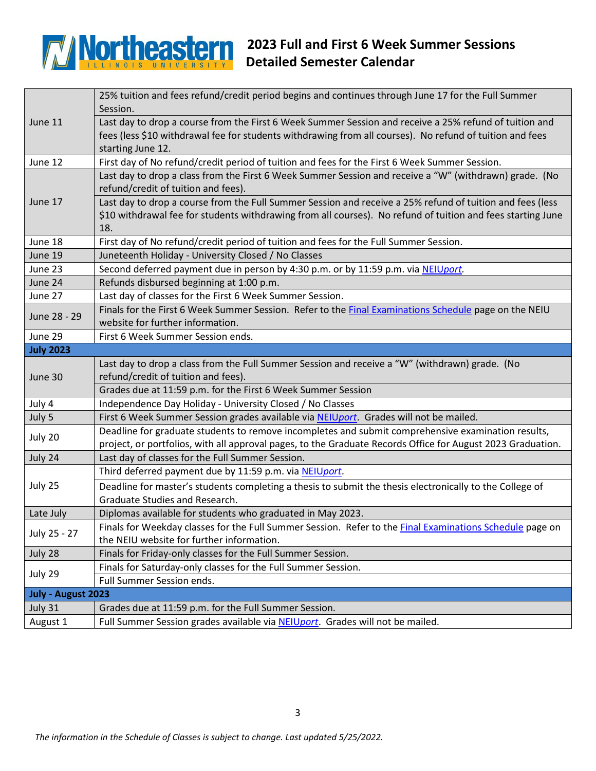# 2023 Full and First 6 Week Summer Sessions Detailed Semester Calendar

| | |
|---|---|
| June 11 | 25% tuition and fees refund/credit period begins and continues through June 17 for the Full Summer Session. |
| | Last day to drop a course from the First 6 Week Summer Session and receive a 25% refund of tuition and fees (less $10 withdrawal fee for students withdrawing from all courses). No refund of tuition and fees starting June 12. |
| June 12 | First day of No refund/credit period of tuition and fees for the First 6 Week Summer Session. |
| June 17 | Last day to drop a class from the First 6 Week Summer Session and receive a “W” (withdrawn) grade. (No refund/credit of tuition and fees). |
| | Last day to drop a course from the Full Summer Session and receive a 25% refund of tuition and fees (less $10 withdrawal fee for students withdrawing from all courses). No refund of tuition and fees starting June 18. |
| June 18 | First day of No refund/credit period of tuition and fees for the Full Summer Session. |
| June 19 | Juneteenth Holiday - University Closed / No Classes |
| June 23 | Second deferred payment due in person by 4:30 p.m. or by 11:59 p.m. via NEIU*port*. |
| June 24 | Refunds disbursed beginning at 1:00 p.m. |
| June 27 | Last day of classes for the First 6 Week Summer Session. |
| June 28 - 29 | Finals for the First 6 Week Summer Session. Refer to the Final Examinations Schedule page on the NEIU website for further information. |
| June 29 | First 6 Week Summer Session ends. |
| **July 2023** | |
| June 30 | Last day to drop a class from the Full Summer Session and receive a “W” (withdrawn) grade. (No refund/credit of tuition and fees). |
| | Grades due at 11:59 p.m. for the First 6 Week Summer Session |
| July 4 | Independence Day Holiday - University Closed / No Classes |
| July 5 | First 6 Week Summer Session grades available via NEIU*port*. Grades will not be mailed. |
| July 20 | Deadline for graduate students to remove incompletes and submit comprehensive examination results, project, or portfolios, with all approval pages, to the Graduate Records Office for August 2023 Graduation. |
| July 24 | Last day of classes for the Full Summer Session. |
| July 25 | Third deferred payment due by 11:59 p.m. via NEIU*port*. |
| | Deadline for master’s students completing a thesis to submit the thesis electronically to the College of Graduate Studies and Research. |
| Late July | Diplomas available for students who graduated in May 2023. |
| July 25 - 27 | Finals for Weekday classes for the Full Summer Session. Refer to the Final Examinations Schedule page on the NEIU website for further information. |
| July 28 | Finals for Friday-only classes for the Full Summer Session. |
| July 29 | Finals for Saturday-only classes for the Full Summer Session. |
| | Full Summer Session ends. |
| **July - August 2023** | |
| July 31 | Grades due at 11:59 p.m. for the Full Summer Session. |
| August 1 | Full Summer Session grades available via NEIU*port*. Grades will not be mailed. |

*The information in the Schedule of Classes is subject to change. Last updated 5/25/2022.*